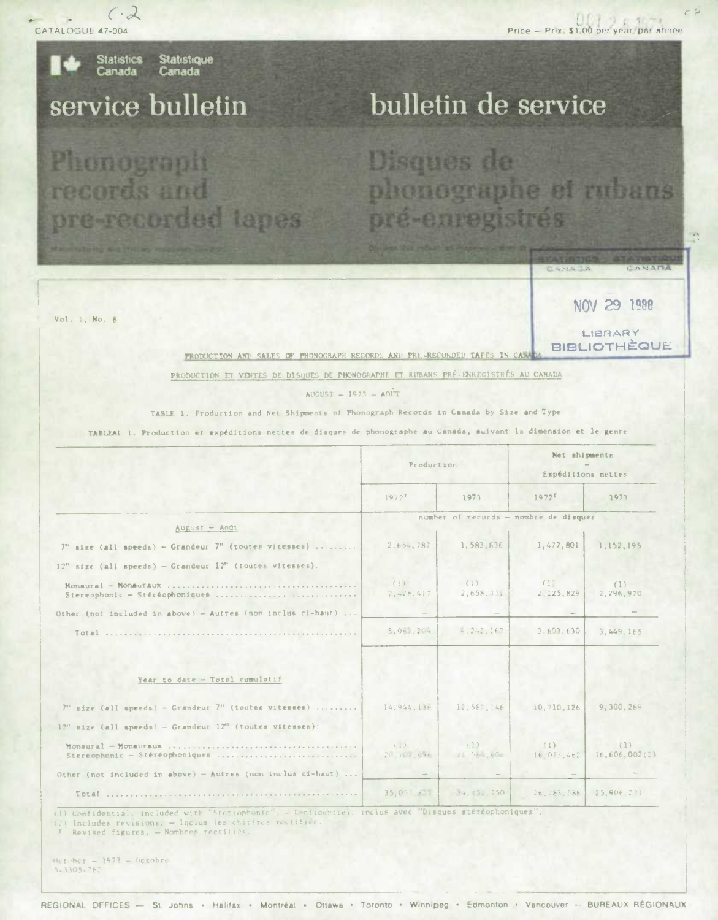CATALOGUE 47-004

Price — Prix: $1.00 per year/par année

Statistics Canada — Statistique Canada

# service bulletin — bulletin de service

# Phonograph records and pre-recorded tapes — Disques de phonographe et rubans pré-enregistrés

Vol. 1, No. 8

## PRODUCTION AND SALES OF PHONOGRAPH RECORDS AND PRE-RECORDED TAPES IN CANADA

## PRODUCTION ET VENTES DE DISQUES DE PHONOGRAPHE ET RUBANS PRÉ-ENREGISTRÉS AU CANADA

AUGUST — 1973 — AOÛT

TABLE 1. Production and Net Shipments of Phonograph Records in Canada by Size and Type

TABLEAU 1. Production et expéditions nettes de disques de phonographe au Canada, suivant la dimension et le genre

| | Production | | Net shipments — Expéditions nettes | |
|---|---|---|---|---|
| | 1972r | 1973 | 1972r | 1973 |
| | number of records — nombre de disques | | | |
| **August — Août** | | | | |
| 7" size (all speeds) — Grandeur 7" (toutes vitesses) | 2,654,787 | 1,583,836 | 1,477,801 | 1,152,195 |
| 12" size (all speeds) — Grandeur 12" (toutes vitesses): | | | | |
| Monaural — Monauraux | (1) | (1) | (1) | (1) |
| Stereophonic — Stéréophoniques | 2,428,417 | 2,658,331 | 2,125,829 | 2,296,970 |
| Other (not included in above) — Autres (non inclus ci-haut) | — | — | — | — |
| Total | 5,083,204 | 4,242,167 | 3,603,630 | 3,449,165 |
| **Year to date — Total cumulatif** | | | | |
| 7" size (all speeds) — Grandeur 7" (toutes vitesses) | 14,944,136 | 10,567,146 | 10,710,126 | 9,300,269 |
| 12" size (all speeds) — Grandeur 12" (toutes vitesses): | | | | |
| Monaural — Monauraux | (1) | (1) | (1) | (1) |
| Stereophonic — Stéréophoniques | 20,107,696 | 23,584,604 | 16,073,462 | 16,606,002(2) |
| Other (not included in above) — Autres (non inclus ci-haut) | — | — | — | — |
| Total | 35,051,832 | 34,151,750 | 26,783,588 | 25,906,271 |

(1) Confidential, included with "Stereophonic". — Confidentiel, inclus avec "Disques stéréophoniques".
(2) Includes revisions. — Inclus les chiffres rectifiés.
r Revised figures. — Nombres rectifiés.

October — 1973 — Octobre
5-3305-762

REGIONAL OFFICES — St. Johns • Halifax • Montréal • Ottawa • Toronto • Winnipeg • Edmonton • Vancouver — BUREAUX RÉGIONAUX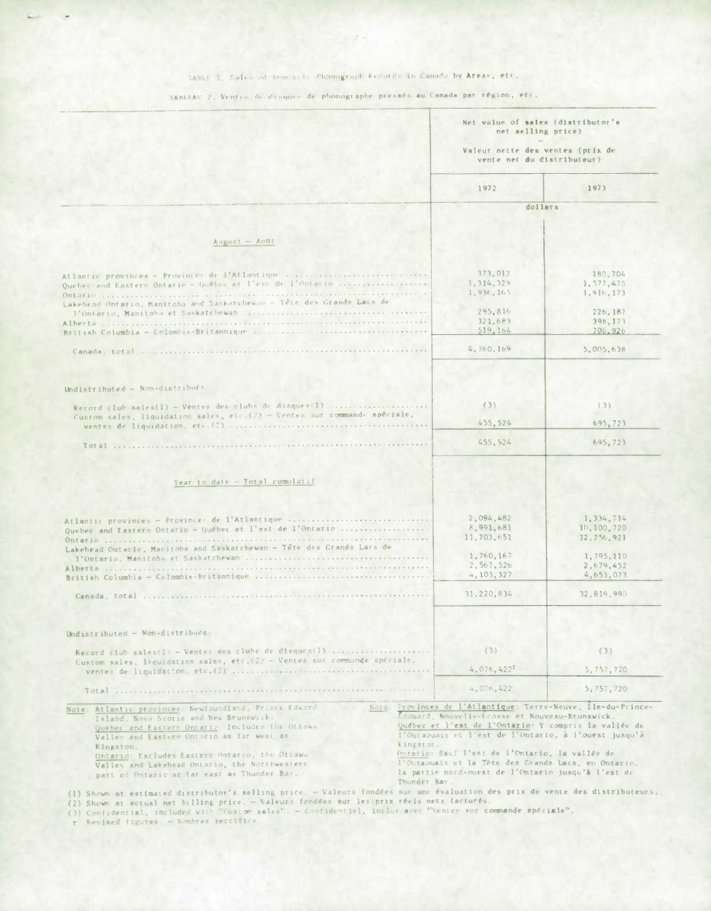TABLE 2. Sales of Domestic Phonograph Records in Canada by Areas, etc.

TABLEAU 2. Ventes de disques de phonographe pressés au Canada par région, etc.

| | Net value of sales (distributor's net selling price) – Valeur nette des ventes (prix de vente net du distributeur) | |
|---|---|---|
| | 1972 | 1973 |
| | dollars | |
| **August – Août** | | |
| Atlantic provinces – Provinces de l'Atlantique | 373,012 | 180,704 |
| Quebec and Eastern Ontario – Québec et l'est de l'Ontario | 1,314,329 | 1,577,475 |
| Ontario | 1,936,165 | 1,916,173 |
| Lakehead Ontario, Manitoba and Saskatchewan – Tête des Grands Lacs de l'Ontario, Manitoba et Saskatchewan | 295,816 | 226,187 |
| Alberta | 321,683 | 398,173 |
| British Columbia – Colombie-Britannique | 519,164 | 706,926 |
| Canada, total | 4,760,169 | 5,005,638 |
| Undistributed – Non-distribués: | | |
| Record club sales(1) – Ventes des clubs de disques(1) | (3) | (3) |
| Custom sales, liquidation sales, etc.(2) – Ventes sur commande spéciale, ventes de liquidation, etc.(2) | 455,524 | 695,723 |
| Total | 455,524 | 695,723 |
| **Year to date – Total cumulatif** | | |
| Atlantic provinces – Provinces de l'Atlantique | 2,094,482 | 1,334,714 |
| Quebec and Eastern Ontario – Québec et l'est de l'Ontario | 8,991,681 | 10,100,720 |
| Ontario | 11,703,651 | 12,256,921 |
| Lakehead Ontario, Manitoba and Saskatchewan – Tête des Grands Lacs de l'Ontario, Manitoba et Saskatchewan | 1,760,167 | 1,795,110 |
| Alberta | 2,567,526 | 2,679,452 |
| British Columbia – Colombie-Britannique | 4,103,327 | 4,653,073 |
| Canada, total | 31,220,834 | 32,819,990 |
| Undistributed – Non-distribués: | | |
| Record club sales(1) – Ventes des clubs de disques(1) | (3) | (3) |
| Custom sales, liquidation sales, etc.(2) – Ventes sur commande spéciale, ventes de liquidation, etc.(2) | 4,076,422r | 5,757,720 |
| Total | 4,076,422 | 5,757,720 |

Note: Atlantic provinces: Newfoundland, Prince Edward Island, Nova Scotia and New Brunswick.
Quebec and Eastern Ontario: Includes the Ottawa Valley and Eastern Ontario as far west as Kingston.
Ontario: Excludes Eastern Ontario, the Ottawa Valley and Lakehead Ontario, the Northwestern part of Ontario as far east as Thunder Bay.

Nota: Provinces de l'Atlantique: Terre-Neuve, Île-du-Prince-Édouard, Nouvelle-Écosse et Nouveau-Brunswick.
Québec et l'est de l'Ontario: Y compris la vallée de l'Outaouais et l'est de l'Ontario, à l'ouest jusqu'à Kingston.
Ontario: Sauf l'est de l'Ontario, la vallée de l'Outaouais et la Tête des Grands Lacs, en Ontario, la partie nord-ouest de l'Ontario jusqu'à l'est de Thunder Bay.

(1) Shown at estimated distributor's selling price. – Valeurs fondées sur une évaluation des prix de vente des distributeurs.
(2) Shown at actual net billing price. – Valeurs fondées sur les prix réels nets facturés.
(3) Confidential, included with "Custom sales". – Confidentiel, inclus avec "Ventes sur commande spéciale".
r Revised figures. – Nombres rectifiés.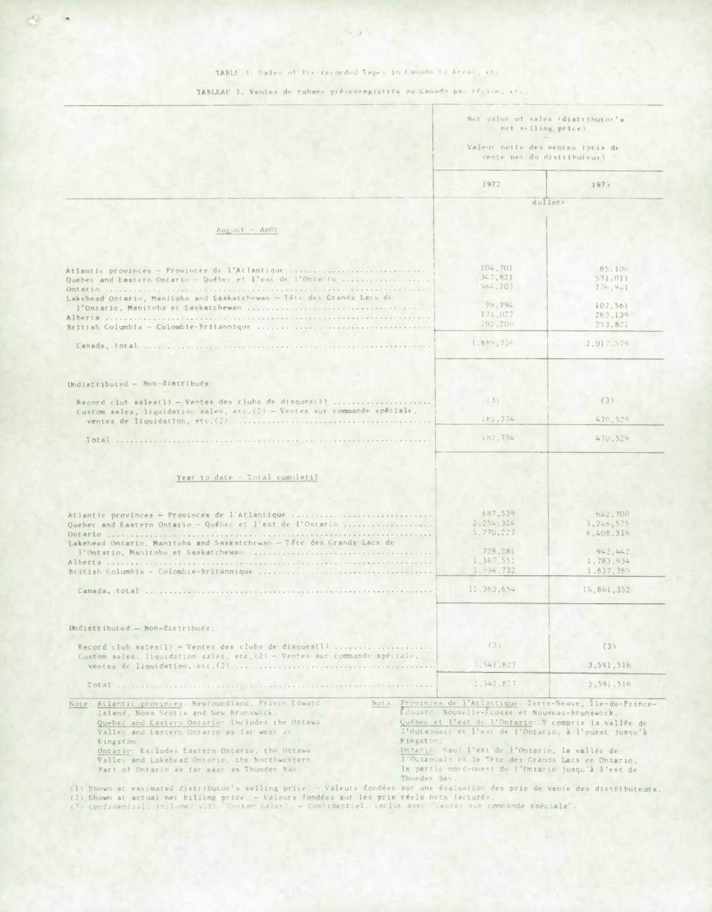TABLE 3. Sales of Pre-recorded Tapes in Canada by Areas, etc.

TABLEAU 3. Ventes de rubans pré-enregistrés au Canada par région, etc.

| | Net value of sales (distributor's net selling price) – Valeur nette des ventes (prix de vente net du distributeur) | |
|---|---|---|
| | 1972 | 1973 |
| | dollars | |
| **August – Août** | | |
| Atlantic provinces – Provinces de l'Atlantique | 104,701 | 85,106 |
| Quebec and Eastern Ontario – Québec et l'est de l'Ontario | 347,821 | 531,011 |
| Ontario | 984,207 | 776,941 |
| Lakehead Ontario, Manitoba and Saskatchewan – Tête des Grands Lacs de l'Ontario, Manitoba et Saskatchewan | 79,794 | 107,561 |
| Alberta | 171,027 | 263,139 |
| British Columbia – Colombie-Britannique | 202,206 | 253,821 |
| Canada, total | 1,889,756 | 2,017,579 |
| Undistributed – Non-distribués: | | |
| Record club sales(1) – Ventes des clubs de disques(1) | (3) | (3) |
| Custom sales, liquidation sales, etc.(2) – Ventes sur commande spéciale, ventes de liquidation, etc.(2) | 182,774 | 470,529 |
| Total | 182,774 | 470,529 |
| **Year to date – Total cumulatif** | | |
| Atlantic provinces – Provinces de l'Atlantique | 687,539 | 642,700 |
| Quebec and Eastern Ontario – Québec et l'est de l'Ontario | 2,254,324 | 3,246,575 |
| Ontario | 5,770,227 | 6,408,319 |
| Lakehead Ontario, Manitoba and Saskatchewan – Tête des Grands Lacs de l'Ontario, Manitoba et Saskatchewan | 729,281 | 942,442 |
| Alberta | 1,387,551 | 1,783,934 |
| British Columbia – Colombie-Britannique | 1,534,732 | 1,837,385 |
| Canada, total | 12,363,654 | 14,861,352 |
| Undistributed – Non-distribués: | | |
| Record club sales(1) – Ventes des clubs de disques(1) | (3) | (3) |
| Custom sales, liquidation sales, etc.(2) – Ventes sur commande spéciale, ventes de liquidation, etc.(2) | 1,541,827 | 3,591,516 |
| Total | 1,541,827 | 3,591,516 |

Note: Atlantic provinces: Newfoundland, Prince Edward Island, Nova Scotia and New Brunswick.
Quebec and Eastern Ontario: Includes the Ottawa Valley and Eastern Ontario as far west as Kingston.
Ontario: Excludes Eastern Ontario, the Ottawa Valley and Lakehead Ontario, the Northwestern Part of Ontario as far east as Thunder Bay.

Nota: Provinces de l'Atlantique: Terre-Neuve, Île-du-Prince-Édouard, Nouvelle-Écosse et Nouveau-Brunswick.
Québec et l'est de l'Ontario: Y compris la vallée de l'Outaouais et l'est de l'Ontario, à l'ouest jusqu'à Kingston.
Ontario: Sauf l'est de l'Ontario, la vallée de l'Outaouais et la Tête des Grands Lacs en Ontario, la partie nord-ouest de l'Ontario jusqu'à l'est de Thunder Bay.

(1) Shown at estimated distributor's selling price. – Valeurs fondées sur une évaluation des prix de vente des distributeurs.
(2) Shown at actual net billing price. – Valeurs fondées sur les prix réels nets facturés.
(3) Confidential, included with "Custom sales". – Confidentiel, inclus avec "ventes sur commande spéciale".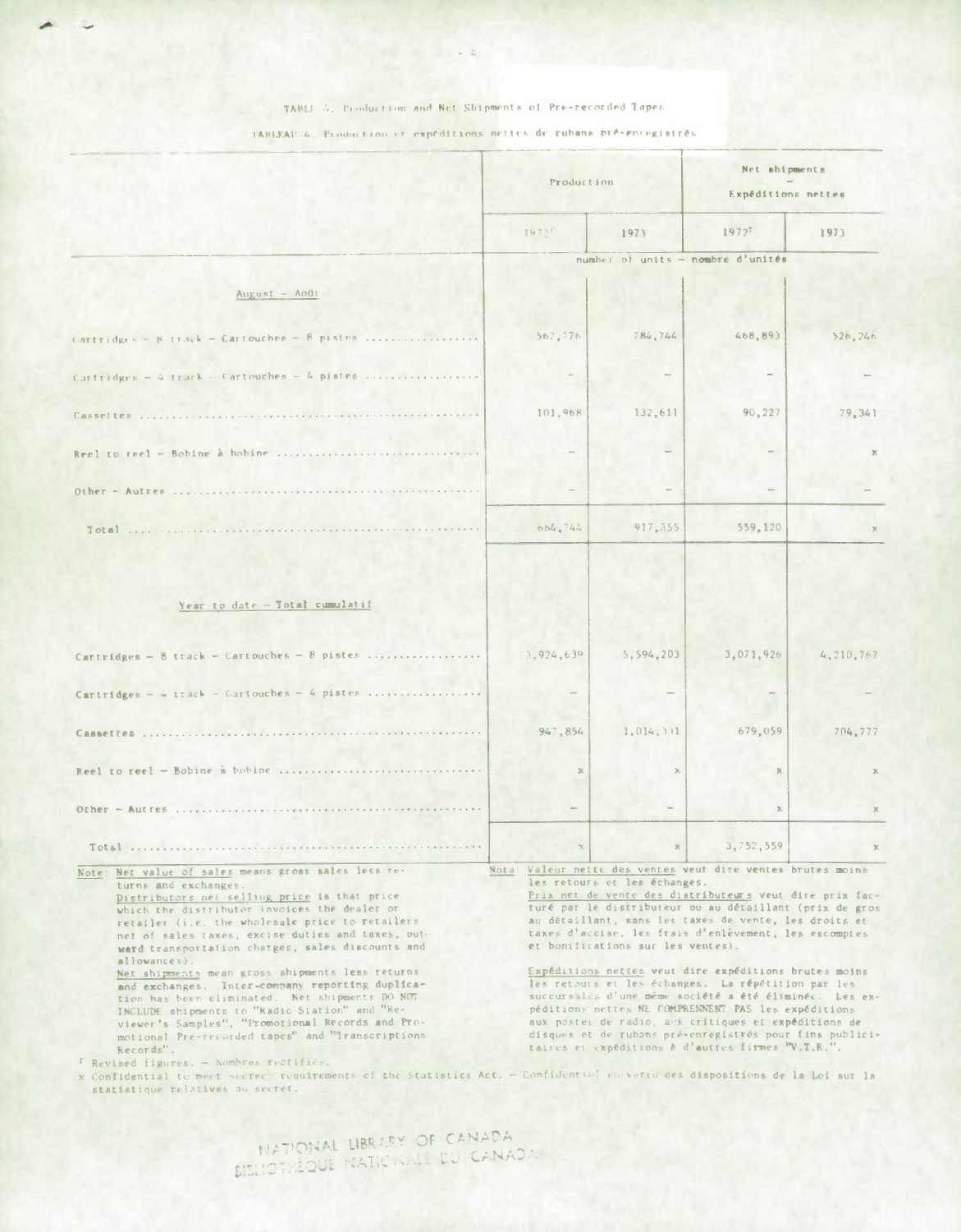TABLE 4. Production and Net Shipments of Pre-recorded Tapes

TABLEAU 4. Production et expéditions nettes de rubans pré-enregistrés

| | Production | | Net shipments – Expéditions nettes | |
|---|---|---|---|---|
| | 1972[r] | 1973 | 1972[r] | 1973 |
| | number of units – nombre d'unités | | | |
| **August – Août** | | | | |
| Cartridges – 8 track – Cartouches – 8 pistes | 562,776 | 784,744 | 468,893 | 526,246 |
| Cartridges – 4 track – Cartouches – 4 pistes | – | – | – | – |
| Cassettes | 101,968 | 132,611 | 90,227 | 79,341 |
| Reel to reel – Bobine à bobine | – | – | – | x |
| Other – Autres | – | – | – | – |
| Total | 664,744 | 917,355 | 559,120 | x |
| **Year to date – Total cumulatif** | | | | |
| Cartridges – 8 track – Cartouches – 8 pistes | 3,924,639 | 5,594,203 | 3,071,926 | 4,210,767 |
| Cartridges – 4 track – Cartouches – 4 pistes | – | – | – | – |
| Cassettes | 947,854 | 1,014,331 | 679,059 | 704,777 |
| Reel to reel – Bobine à bobine | x | x | x | x |
| Other – Autres | – | – | x | x |
| Total | x | x | 3,752,559 | x |

Note: Net value of sales means gross sales less returns and exchanges.
Distributors net selling price is that price which the distributor invoices the dealer or retailer (i.e. the wholesale price to retailers net of sales taxes, excise duties and taxes, outward transportation charges, sales discounts and allowances).
Net shipments mean gross shipments less returns and exchanges. Inter-company reporting duplication has been eliminated. Net shipments DO NOT INCLUDE shipments to "Radio Station" and "Reviewer's Samples", "Promotional Records and Promotional Pre-recorded tapes" and "Transcriptions Records".

Nota: Valeur nette des ventes veut dire ventes brutes moins les retours et les échanges.
Prix net de vente des distributeurs veut dire prix facturé par le distributeur ou au détaillant (prix de gros au détaillant, sans les taxes de vente, les droits et taxes d'accise, les frais d'enlèvement, les escomptes et bonifications sur les ventes).
Expéditions nettes veut dire expéditions brutes moins les retours et les échanges. La répétition par les succursales d'une même société a été éliminée. Les expéditions nettes NE COMPRENNENT PAS les expéditions aux postes de radio, aux critiques et expéditions de disques et de rubans pré-enregistrés pour fins publicitaires et expéditions à d'autres firmes "V.T.R.".

[r] Revised figures. – Nombres rectifiés.

x Confidential to meet secrecy requirements of the Statistics Act. – Confidentiel en vertu des dispositions de la Loi sur la statistique relatives au secret.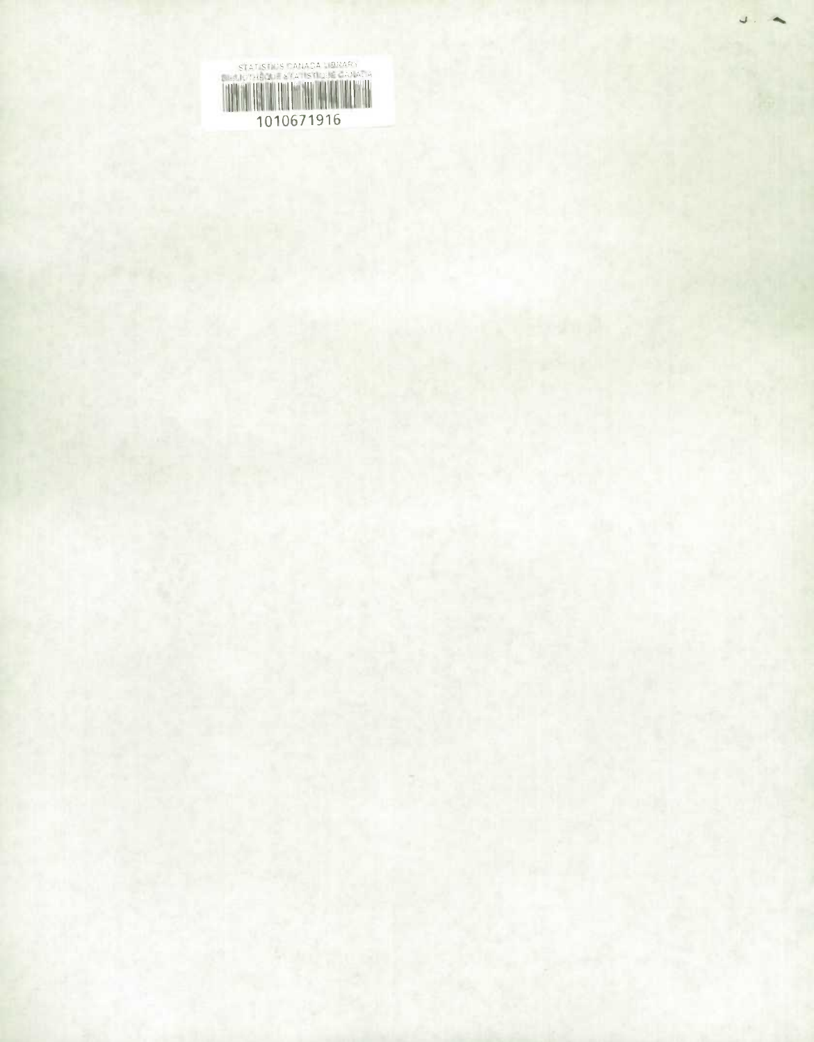STATISTICS CANADA LIBRARY
BIBLIOTHÈQUE STATISTIQUE CANADA

1010671916